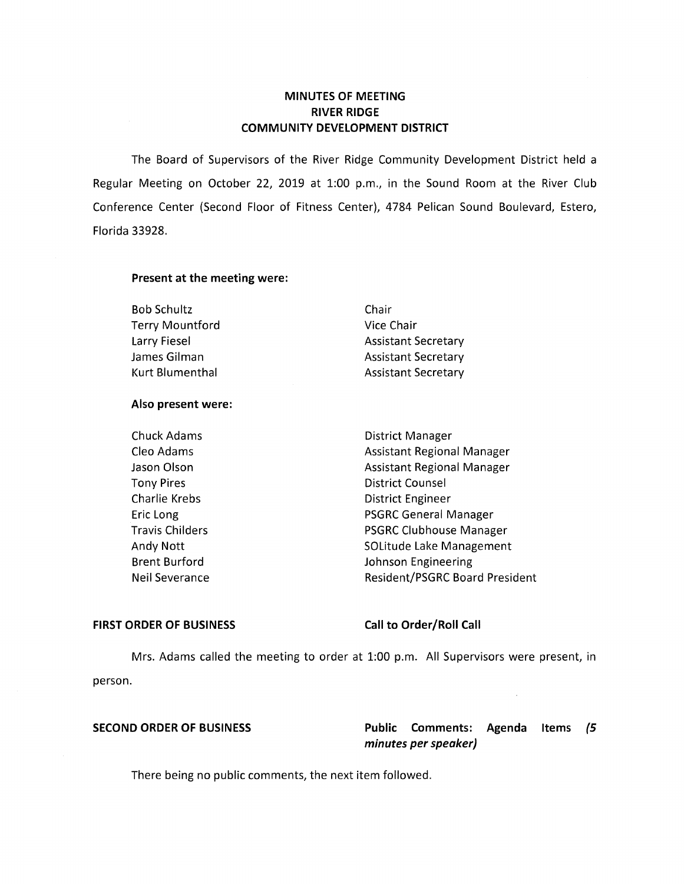# MINUTES OF MEETING
# RIVER RIDGE
# COMMUNITY DEVELOPMENT DISTRICT

The Board of Supervisors of the River Ridge Community Development District held a Regular Meeting on October 22, 2019 at 1:00 p.m., in the Sound Room at the River Club Conference Center (Second Floor of Fitness Center), 4784 Pelican Sound Boulevard, Estero, Florida 33928.

**Present at the meeting were:**

| | |
|---|---|
| Bob Schultz | Chair |
| Terry Mountford | Vice Chair |
| Larry Fiesel | Assistant Secretary |
| James Gilman | Assistant Secretary |
| Kurt Blumenthal | Assistant Secretary |

**Also present were:**

| | |
|---|---|
| Chuck Adams | District Manager |
| Cleo Adams | Assistant Regional Manager |
| Jason Olson | Assistant Regional Manager |
| Tony Pires | District Counsel |
| Charlie Krebs | District Engineer |
| Eric Long | PSGRC General Manager |
| Travis Childers | PSGRC Clubhouse Manager |
| Andy Nott | SOLitude Lake Management |
| Brent Burford | Johnson Engineering |
| Neil Severance | Resident/PSGRC Board President |

**FIRST ORDER OF BUSINESS** **Call to Order/Roll Call**

Mrs. Adams called the meeting to order at 1:00 p.m. All Supervisors were present, in person.

**SECOND ORDER OF BUSINESS** **Public Comments: Agenda Items *(5 minutes per speaker)***

There being no public comments, the next item followed.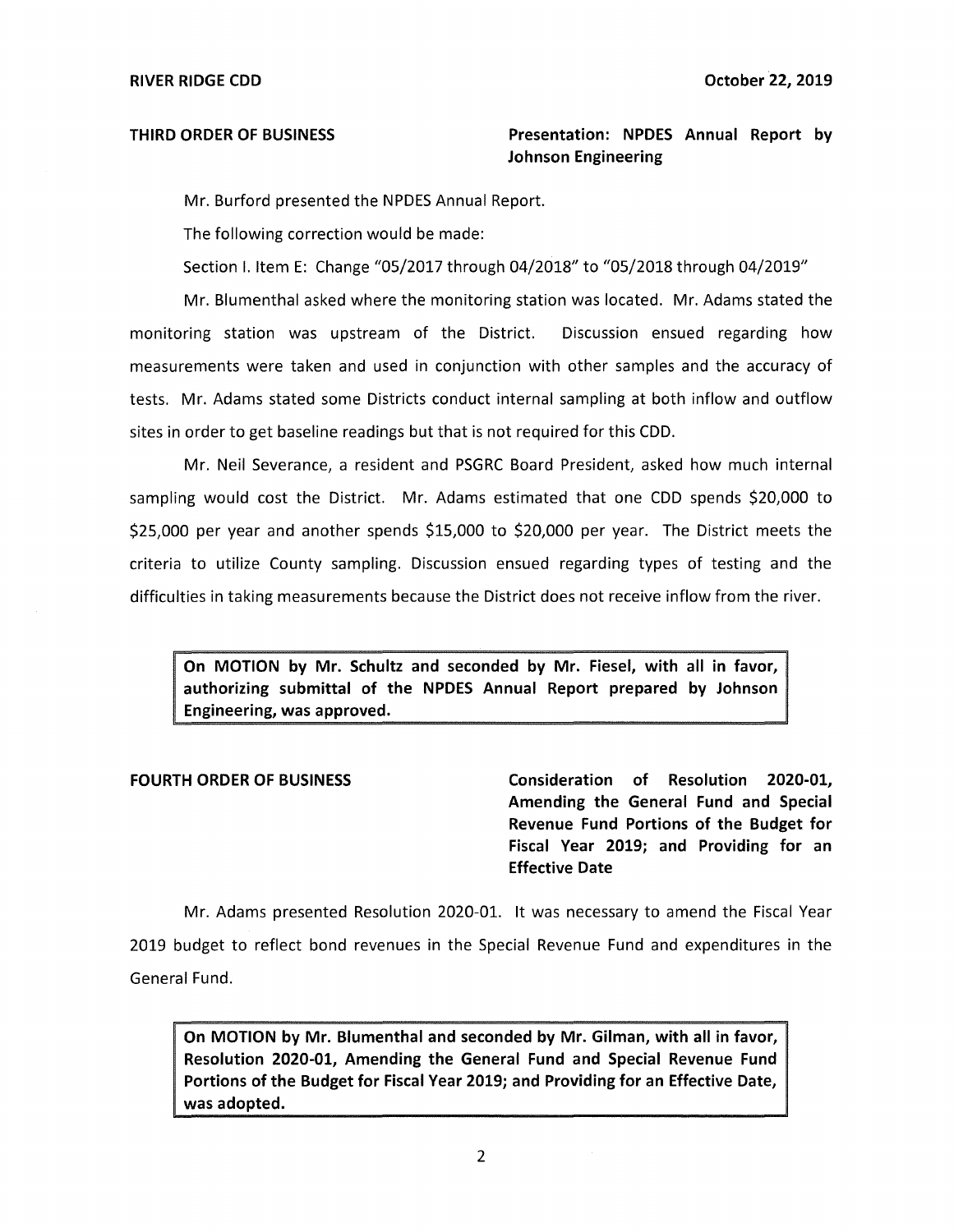**THIRD ORDER OF BUSINESS** **Presentation: NPDES Annual Report by Johnson Engineering**

Mr. Burford presented the NPDES Annual Report.

The following correction would be made:

Section I. Item E: Change "05/2017 through 04/2018" to "05/2018 through 04/2019"

Mr. Blumenthal asked where the monitoring station was located. Mr. Adams stated the monitoring station was upstream of the District. Discussion ensued regarding how measurements were taken and used in conjunction with other samples and the accuracy of tests. Mr. Adams stated some Districts conduct internal sampling at both inflow and outflow sites in order to get baseline readings but that is not required for this CDD.

Mr. Neil Severance, a resident and PSGRC Board President, asked how much internal sampling would cost the District. Mr. Adams estimated that one CDD spends $20,000 to $25,000 per year and another spends $15,000 to $20,000 per year. The District meets the criteria to utilize County sampling. Discussion ensued regarding types of testing and the difficulties in taking measurements because the District does not receive inflow from the river.

> **On MOTION by Mr. Schultz and seconded by Mr. Fiesel, with all in favor, authorizing submittal of the NPDES Annual Report prepared by Johnson Engineering, was approved.**

**FOURTH ORDER OF BUSINESS** **Consideration of Resolution 2020-01, Amending the General Fund and Special Revenue Fund Portions of the Budget for Fiscal Year 2019; and Providing for an Effective Date**

Mr. Adams presented Resolution 2020-01. It was necessary to amend the Fiscal Year 2019 budget to reflect bond revenues in the Special Revenue Fund and expenditures in the General Fund.

> **On MOTION by Mr. Blumenthal and seconded by Mr. Gilman, with all in favor, Resolution 2020-01, Amending the General Fund and Special Revenue Fund Portions of the Budget for Fiscal Year 2019; and Providing for an Effective Date, was adopted.**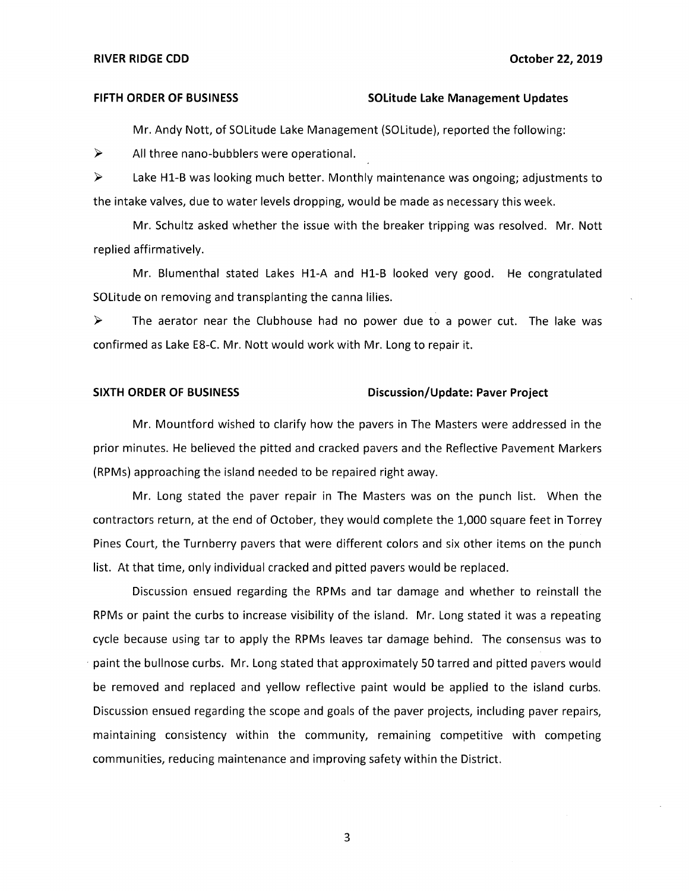**FIFTH ORDER OF BUSINESS** **SOLitude Lake Management Updates**

Mr. Andy Nott, of SOLitude Lake Management (SOLitude), reported the following:

- All three nano-bubblers were operational.
- Lake H1-B was looking much better. Monthly maintenance was ongoing; adjustments to the intake valves, due to water levels dropping, would be made as necessary this week.

Mr. Schultz asked whether the issue with the breaker tripping was resolved. Mr. Nott replied affirmatively.

Mr. Blumenthal stated Lakes H1-A and H1-B looked very good. He congratulated SOLitude on removing and transplanting the canna lilies.

- The aerator near the Clubhouse had no power due to a power cut. The lake was confirmed as Lake E8-C. Mr. Nott would work with Mr. Long to repair it.

**SIXTH ORDER OF BUSINESS** **Discussion/Update: Paver Project**

Mr. Mountford wished to clarify how the pavers in The Masters were addressed in the prior minutes. He believed the pitted and cracked pavers and the Reflective Pavement Markers (RPMs) approaching the island needed to be repaired right away.

Mr. Long stated the paver repair in The Masters was on the punch list. When the contractors return, at the end of October, they would complete the 1,000 square feet in Torrey Pines Court, the Turnberry pavers that were different colors and six other items on the punch list. At that time, only individual cracked and pitted pavers would be replaced.

Discussion ensued regarding the RPMs and tar damage and whether to reinstall the RPMs or paint the curbs to increase visibility of the island. Mr. Long stated it was a repeating cycle because using tar to apply the RPMs leaves tar damage behind. The consensus was to paint the bullnose curbs. Mr. Long stated that approximately 50 tarred and pitted pavers would be removed and replaced and yellow reflective paint would be applied to the island curbs. Discussion ensued regarding the scope and goals of the paver projects, including paver repairs, maintaining consistency within the community, remaining competitive with competing communities, reducing maintenance and improving safety within the District.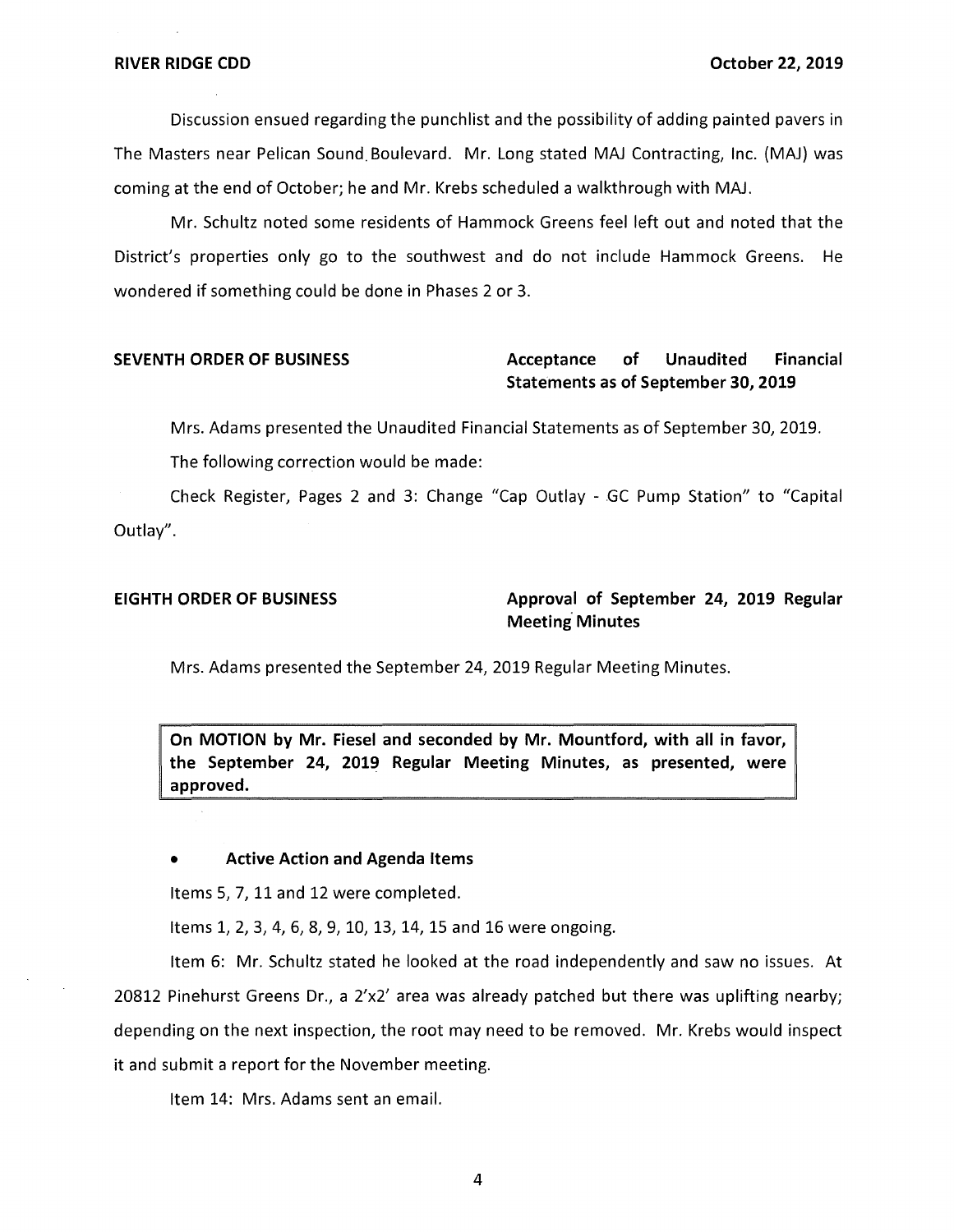Discussion ensued regarding the punchlist and the possibility of adding painted pavers in The Masters near Pelican Sound Boulevard. Mr. Long stated MAJ Contracting, Inc. (MAJ) was coming at the end of October; he and Mr. Krebs scheduled a walkthrough with MAJ.

Mr. Schultz noted some residents of Hammock Greens feel left out and noted that the District's properties only go to the southwest and do not include Hammock Greens. He wondered if something could be done in Phases 2 or 3.

**SEVENTH ORDER OF BUSINESS** **Acceptance of Unaudited Financial Statements as of September 30, 2019**

Mrs. Adams presented the Unaudited Financial Statements as of September 30, 2019.

The following correction would be made:

Check Register, Pages 2 and 3: Change "Cap Outlay - GC Pump Station" to "Capital Outlay".

**EIGHTH ORDER OF BUSINESS** **Approval of September 24, 2019 Regular Meeting Minutes**

Mrs. Adams presented the September 24, 2019 Regular Meeting Minutes.

**On MOTION by Mr. Fiesel and seconded by Mr. Mountford, with all in favor, the September 24, 2019 Regular Meeting Minutes, as presented, were approved.**

- **Active Action and Agenda Items**

Items 5, 7, 11 and 12 were completed.

Items 1, 2, 3, 4, 6, 8, 9, 10, 13, 14, 15 and 16 were ongoing.

Item 6: Mr. Schultz stated he looked at the road independently and saw no issues. At 20812 Pinehurst Greens Dr., a 2'x2' area was already patched but there was uplifting nearby; depending on the next inspection, the root may need to be removed. Mr. Krebs would inspect it and submit a report for the November meeting.

Item 14: Mrs. Adams sent an email.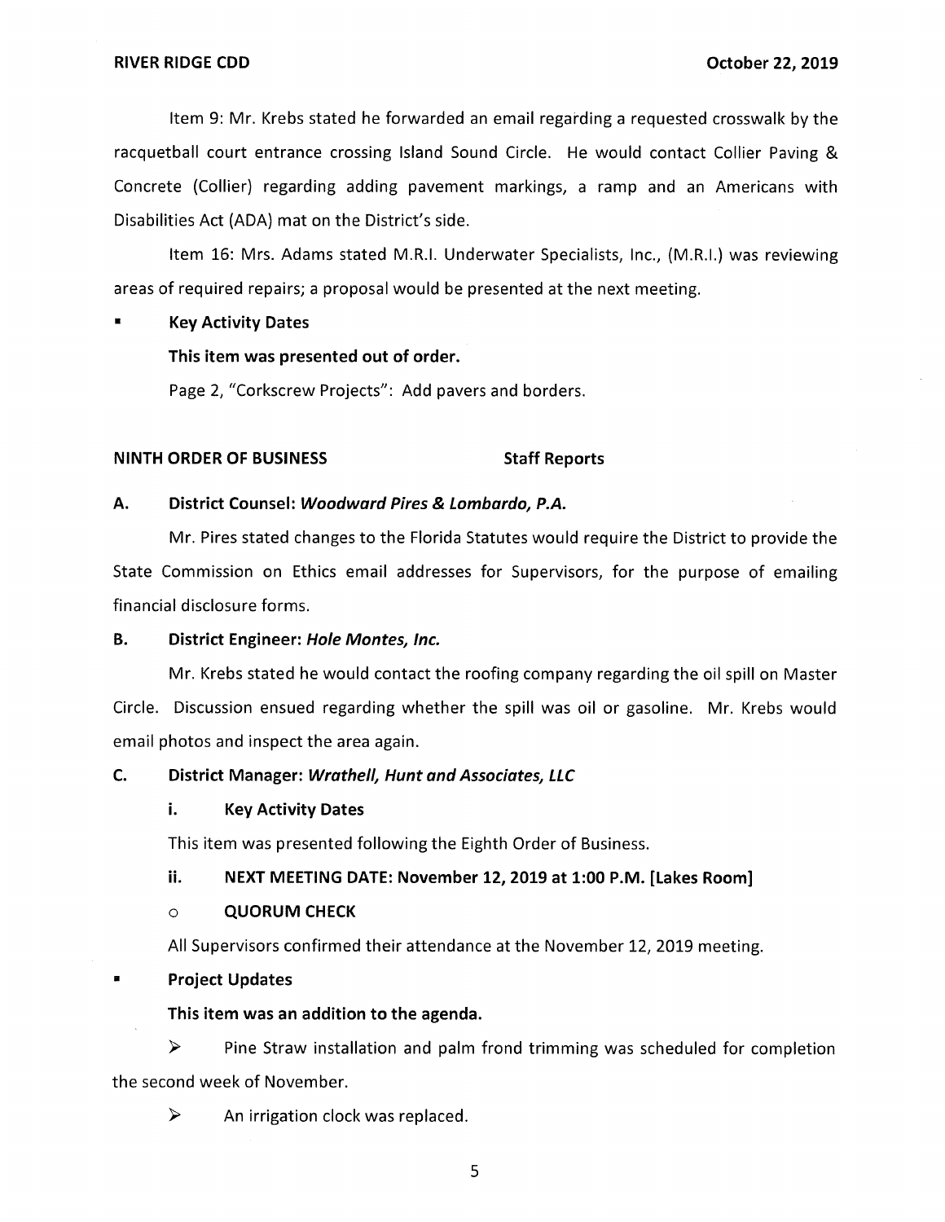Item 9: Mr. Krebs stated he forwarded an email regarding a requested crosswalk by the racquetball court entrance crossing Island Sound Circle. He would contact Collier Paving & Concrete (Collier) regarding adding pavement markings, a ramp and an Americans with Disabilities Act (ADA) mat on the District's side.

Item 16: Mrs. Adams stated M.R.I. Underwater Specialists, Inc., (M.R.I.) was reviewing areas of required repairs; a proposal would be presented at the next meeting.

- **Key Activity Dates**

  **This item was presented out of order.**

  Page 2, "Corkscrew Projects": Add pavers and borders.

**NINTH ORDER OF BUSINESS** **Staff Reports**

**A. District Counsel: *Woodward Pires & Lombardo, P.A.***

Mr. Pires stated changes to the Florida Statutes would require the District to provide the State Commission on Ethics email addresses for Supervisors, for the purpose of emailing financial disclosure forms.

**B. District Engineer: *Hole Montes, Inc.***

Mr. Krebs stated he would contact the roofing company regarding the oil spill on Master Circle. Discussion ensued regarding whether the spill was oil or gasoline. Mr. Krebs would email photos and inspect the area again.

**C. District Manager: *Wrathell, Hunt and Associates, LLC***

**i. Key Activity Dates**

This item was presented following the Eighth Order of Business.

**ii. NEXT MEETING DATE: November 12, 2019 at 1:00 P.M. [Lakes Room]**

- **QUORUM CHECK**

All Supervisors confirmed their attendance at the November 12, 2019 meeting.

- **Project Updates**

  **This item was an addition to the agenda.**

  - Pine Straw installation and palm frond trimming was scheduled for completion the second week of November.
  - An irrigation clock was replaced.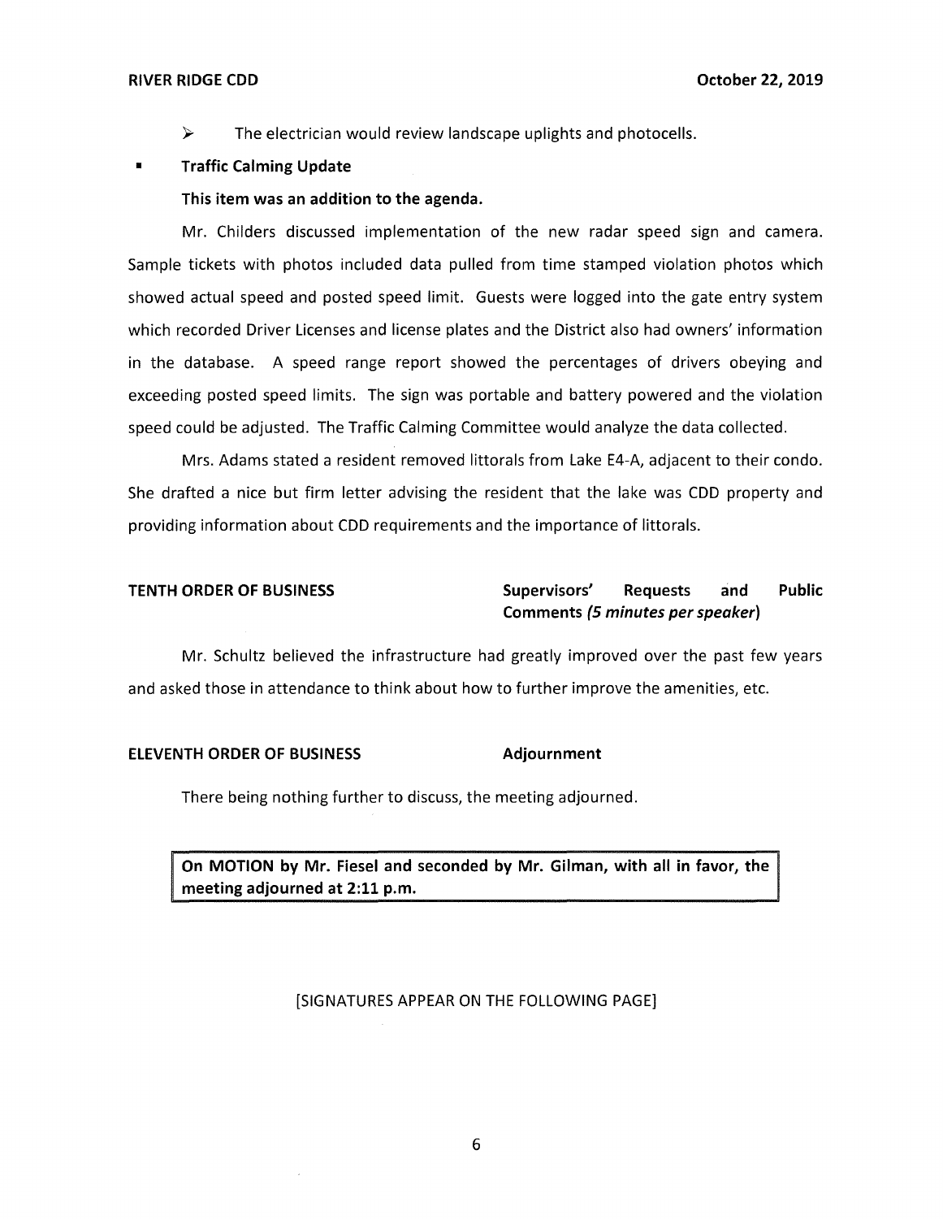- The electrician would review landscape uplights and photocells.

- **Traffic Calming Update**

  **This item was an addition to the agenda.**

Mr. Childers discussed implementation of the new radar speed sign and camera. Sample tickets with photos included data pulled from time stamped violation photos which showed actual speed and posted speed limit. Guests were logged into the gate entry system which recorded Driver Licenses and license plates and the District also had owners' information in the database. A speed range report showed the percentages of drivers obeying and exceeding posted speed limits. The sign was portable and battery powered and the violation speed could be adjusted. The Traffic Calming Committee would analyze the data collected.

Mrs. Adams stated a resident removed littorals from Lake E4-A, adjacent to their condo. She drafted a nice but firm letter advising the resident that the lake was CDD property and providing information about CDD requirements and the importance of littorals.

**TENTH ORDER OF BUSINESS** | **Supervisors' Requests and Public Comments *(5 minutes per speaker)***

Mr. Schultz believed the infrastructure had greatly improved over the past few years and asked those in attendance to think about how to further improve the amenities, etc.

**ELEVENTH ORDER OF BUSINESS** | **Adjournment**

There being nothing further to discuss, the meeting adjourned.

**On MOTION by Mr. Fiesel and seconded by Mr. Gilman, with all in favor, the meeting adjourned at 2:11 p.m.**

[SIGNATURES APPEAR ON THE FOLLOWING PAGE]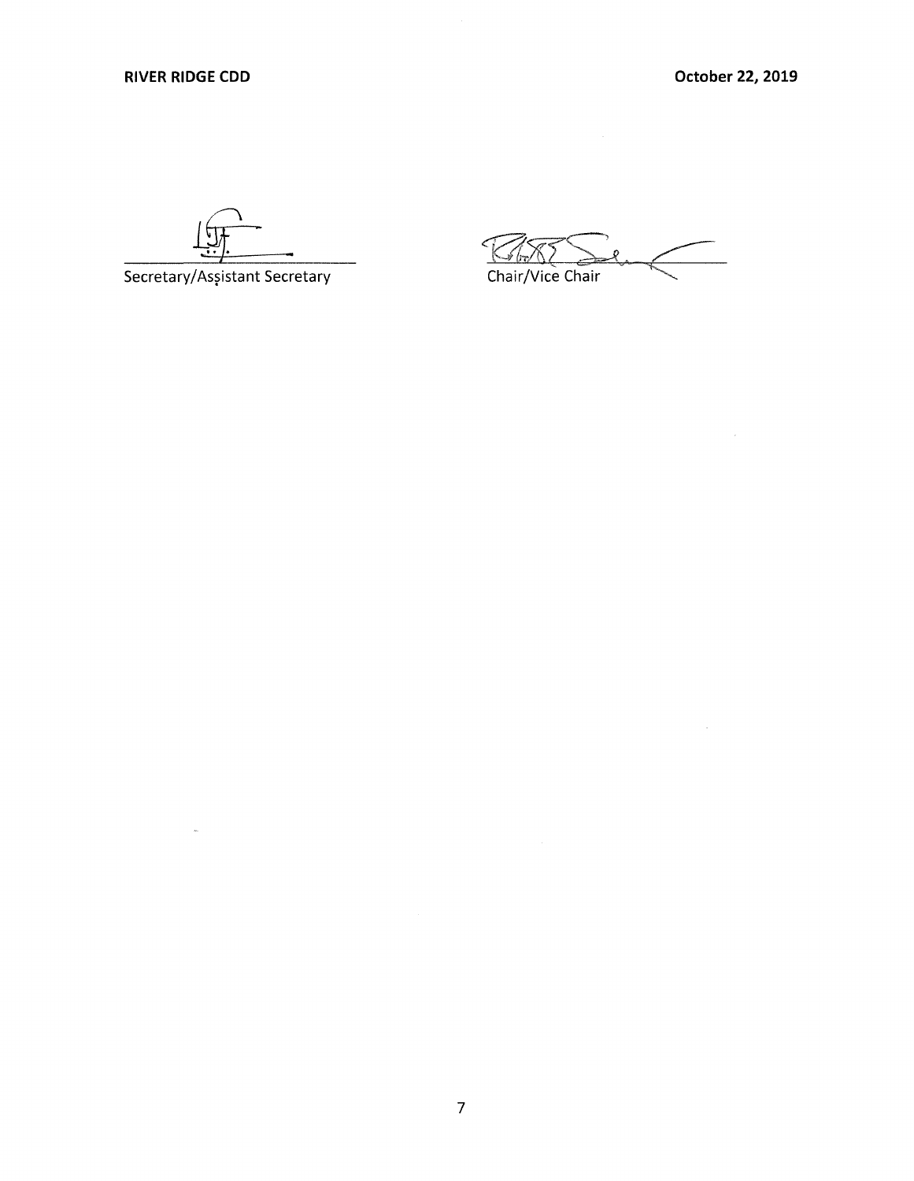Secretary/Assistant Secretary

Chair/Vice Chair